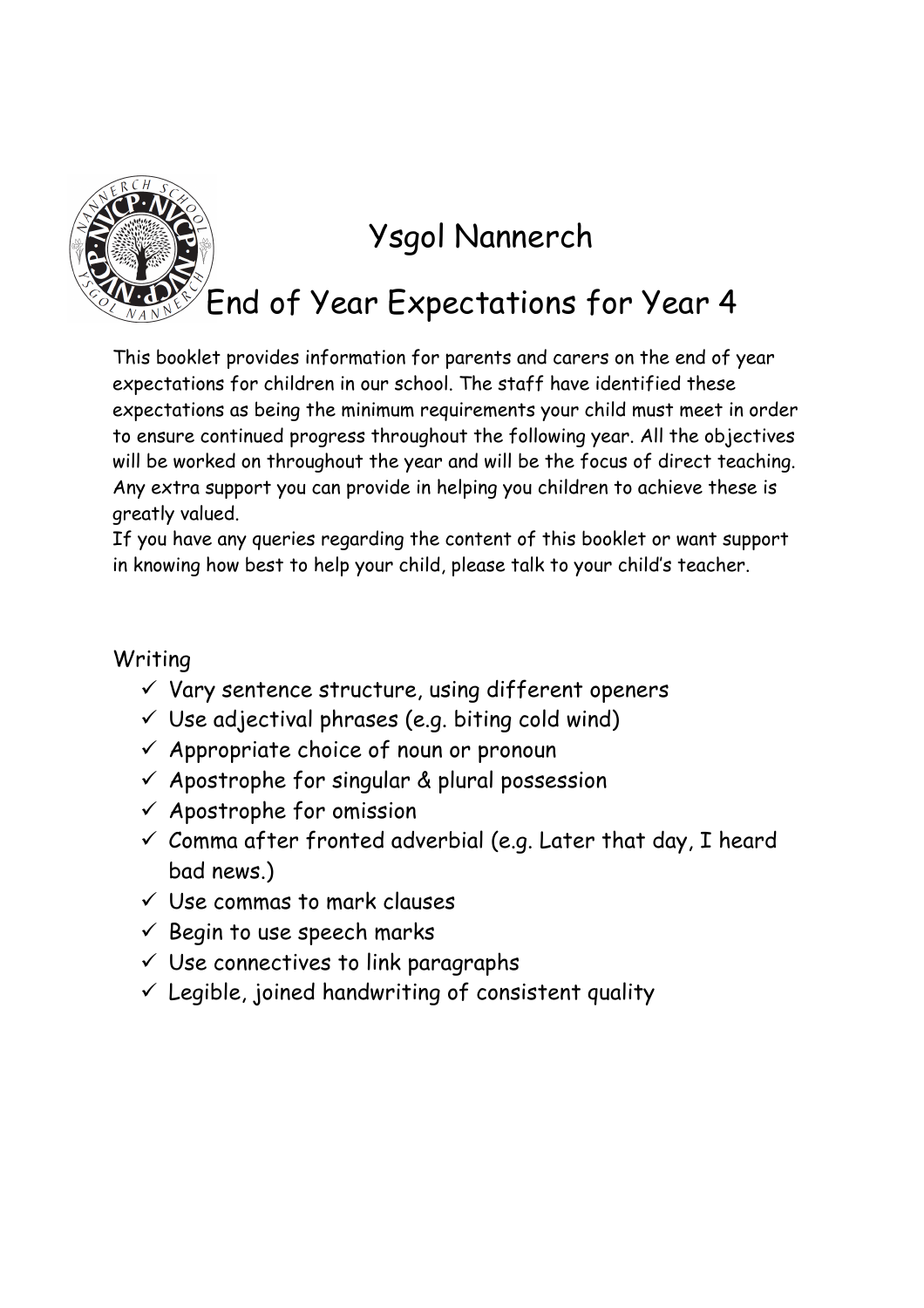# Ysgol Nannerch

## End of Year Expectations for Year 4

This booklet provides information for parents and carers on the end of year expectations for children in our school. The staff have identified these expectations as being the minimum requirements your child must meet in order to ensure continued progress throughout the following year. All the objectives will be worked on throughout the year and will be the focus of direct teaching. Any extra support you can provide in helping you children to achieve these is greatly valued.

If you have any queries regarding the content of this booklet or want support in knowing how best to help your child, please talk to your child's teacher.

### Writing

- ✓ Vary sentence structure, using different openers
- ✓ Use adjectival phrases (e.g. biting cold wind)
- ✓ Appropriate choice of noun or pronoun
- ✓ Apostrophe for singular & plural possession
- ✓ Apostrophe for omission
- ✓ Comma after fronted adverbial (e.g. Later that day, I heard bad news.)
- ✓ Use commas to mark clauses
- ✓ Begin to use speech marks
- ✓ Use connectives to link paragraphs
- ✓ Legible, joined handwriting of consistent quality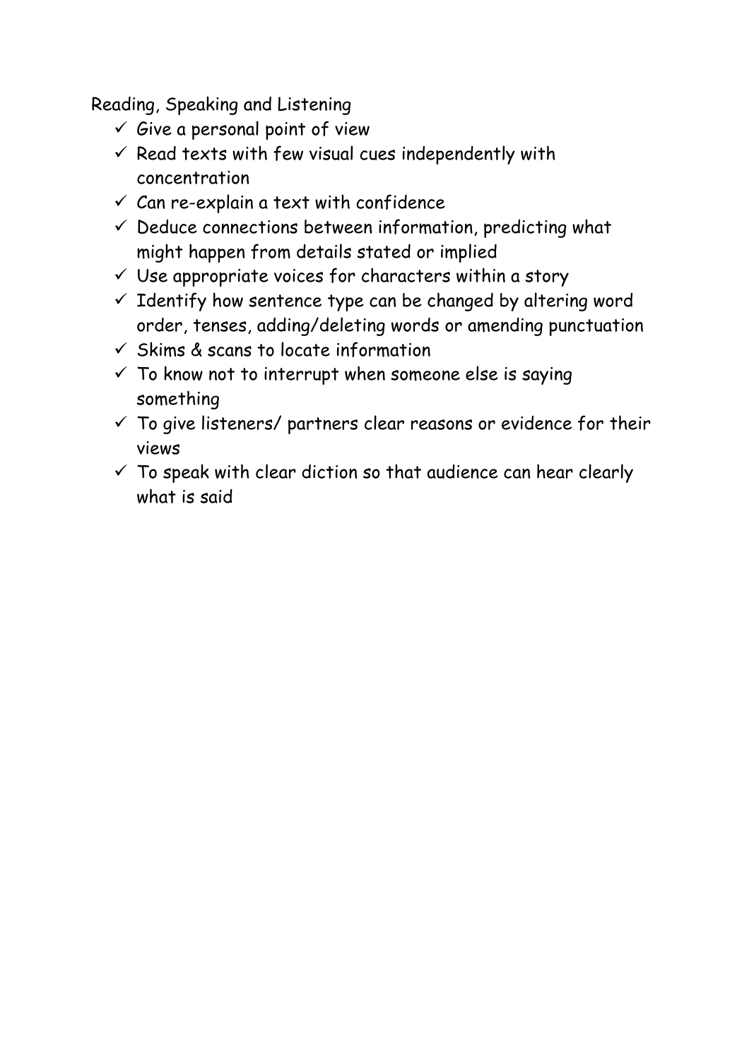Reading, Speaking and Listening

- ✓ Give a personal point of view
- ✓ Read texts with few visual cues independently with concentration
- ✓ Can re-explain a text with confidence
- ✓ Deduce connections between information, predicting what might happen from details stated or implied
- ✓ Use appropriate voices for characters within a story
- ✓ Identify how sentence type can be changed by altering word order, tenses, adding/deleting words or amending punctuation
- ✓ Skims & scans to locate information
- ✓ To know not to interrupt when someone else is saying something
- ✓ To give listeners/ partners clear reasons or evidence for their views
- ✓ To speak with clear diction so that audience can hear clearly what is said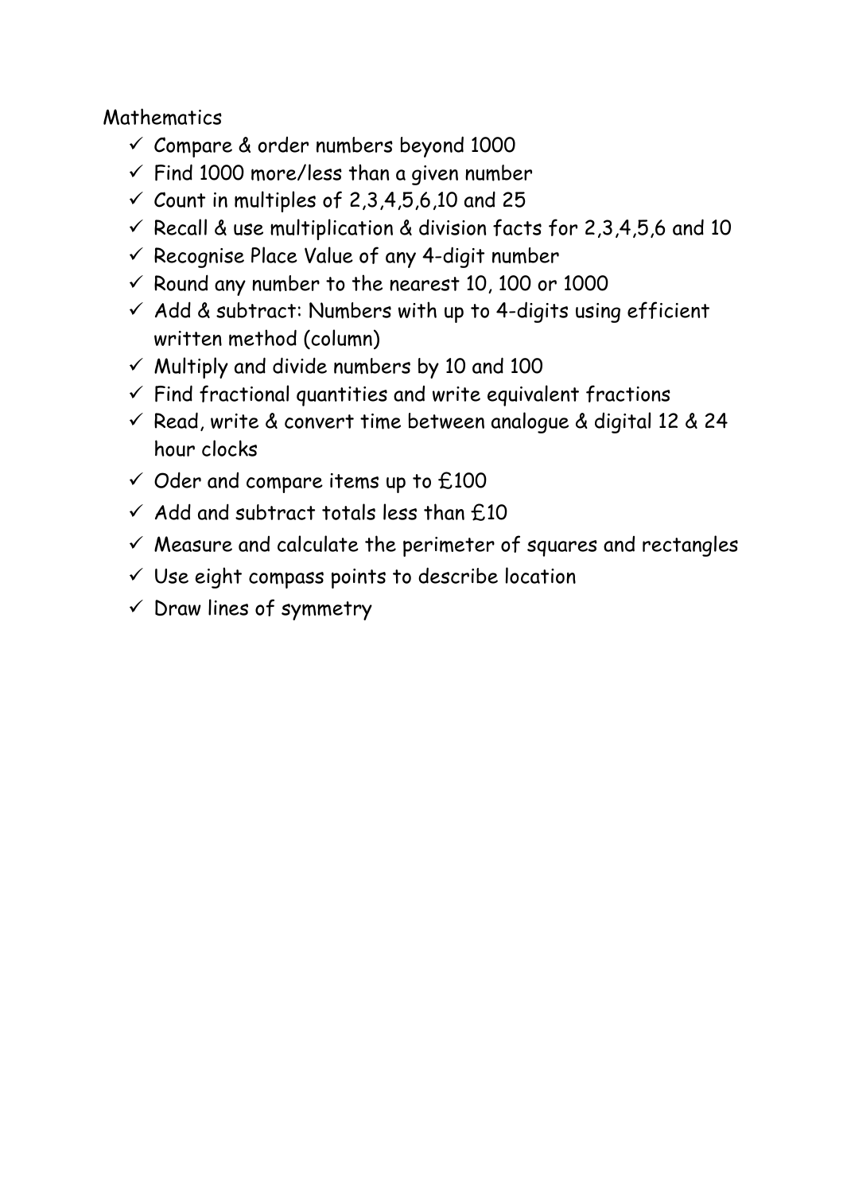Mathematics

- ✓ Compare & order numbers beyond 1000
- ✓ Find 1000 more/less than a given number
- ✓ Count in multiples of 2,3,4,5,6,10 and 25
- ✓ Recall & use multiplication & division facts for 2,3,4,5,6 and 10
- ✓ Recognise Place Value of any 4-digit number
- ✓ Round any number to the nearest 10, 100 or 1000
- ✓ Add & subtract: Numbers with up to 4-digits using efficient written method (column)
- ✓ Multiply and divide numbers by 10 and 100
- ✓ Find fractional quantities and write equivalent fractions
- ✓ Read, write & convert time between analogue & digital 12 & 24 hour clocks
- ✓ Oder and compare items up to £100
- ✓ Add and subtract totals less than £10
- ✓ Measure and calculate the perimeter of squares and rectangles
- ✓ Use eight compass points to describe location
- ✓ Draw lines of symmetry